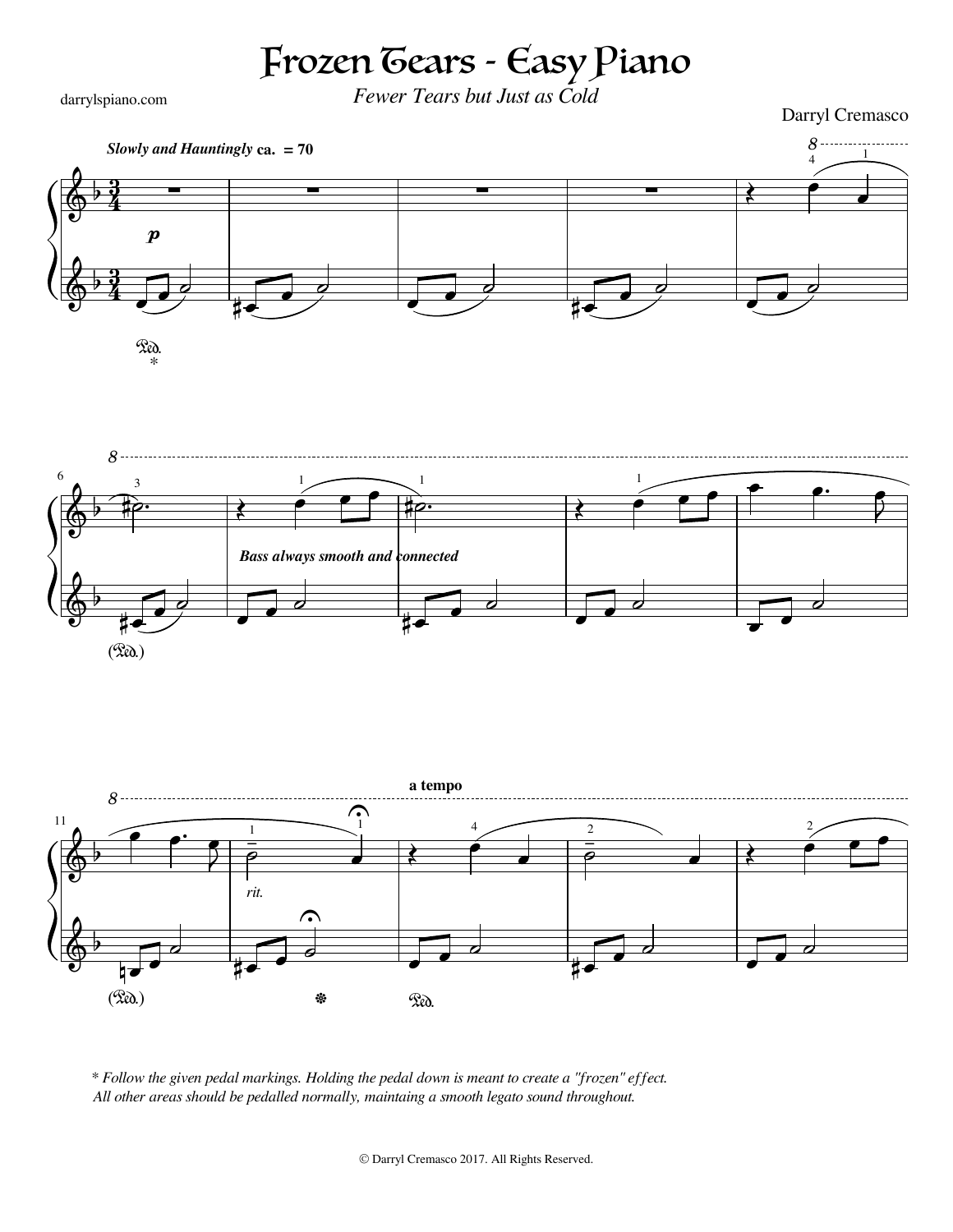# Frozen Tears - Easy Piano

*Fewer Tears but Just as Cold*

darrylspiano.com

Darryl Cremasco

* Follow the given pedal markings. Holding the pedal down is meant to create a "frozen" effect. All other areas should be pedalled normally, maintaing a smooth legato sound throughout.

© Darryl Cremasco 2017. All Rights Reserved.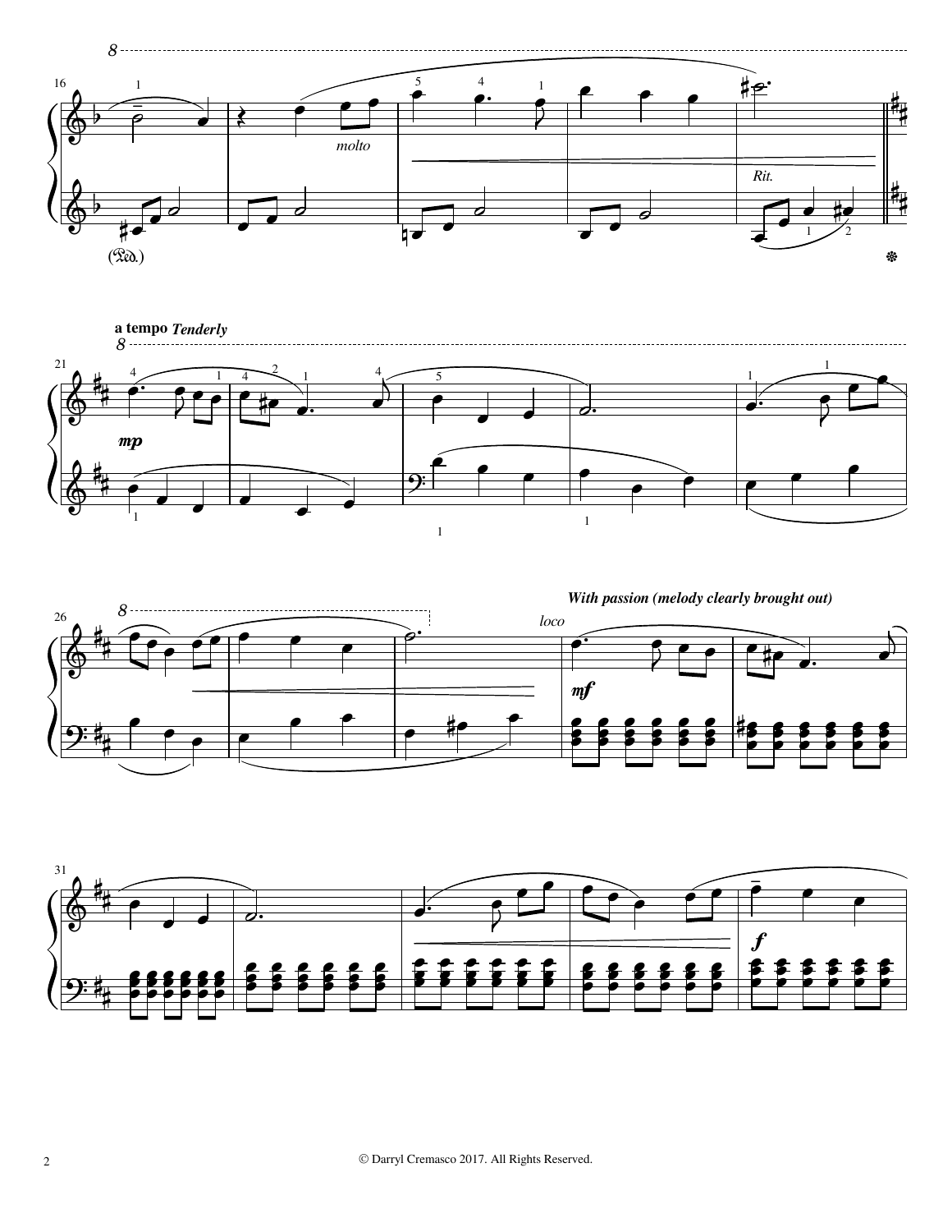**a tempo** ***Tenderly***

***With passion (melody clearly brought out)***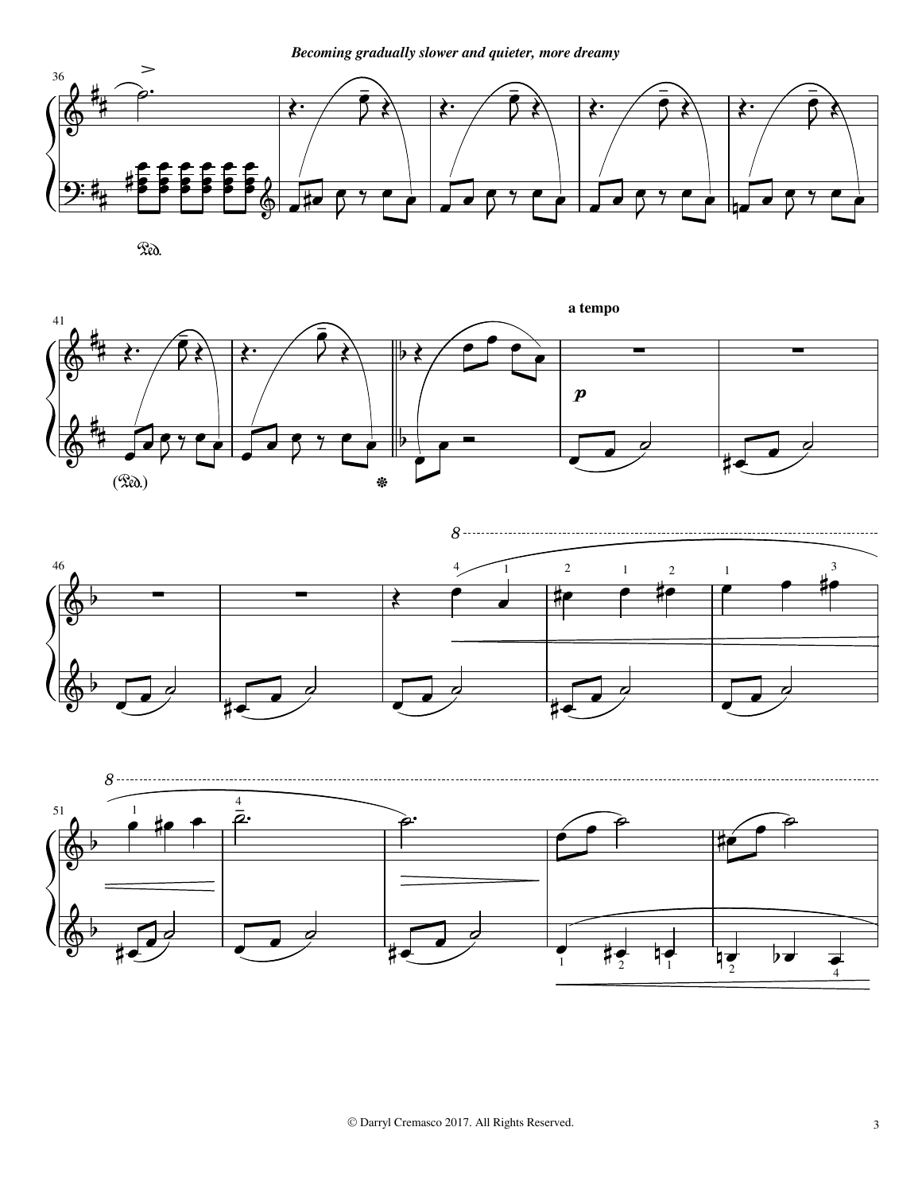*Becoming gradually slower and quieter, more dreamy*

a tempo

© Darryl Cremasco 2017. All Rights Reserved.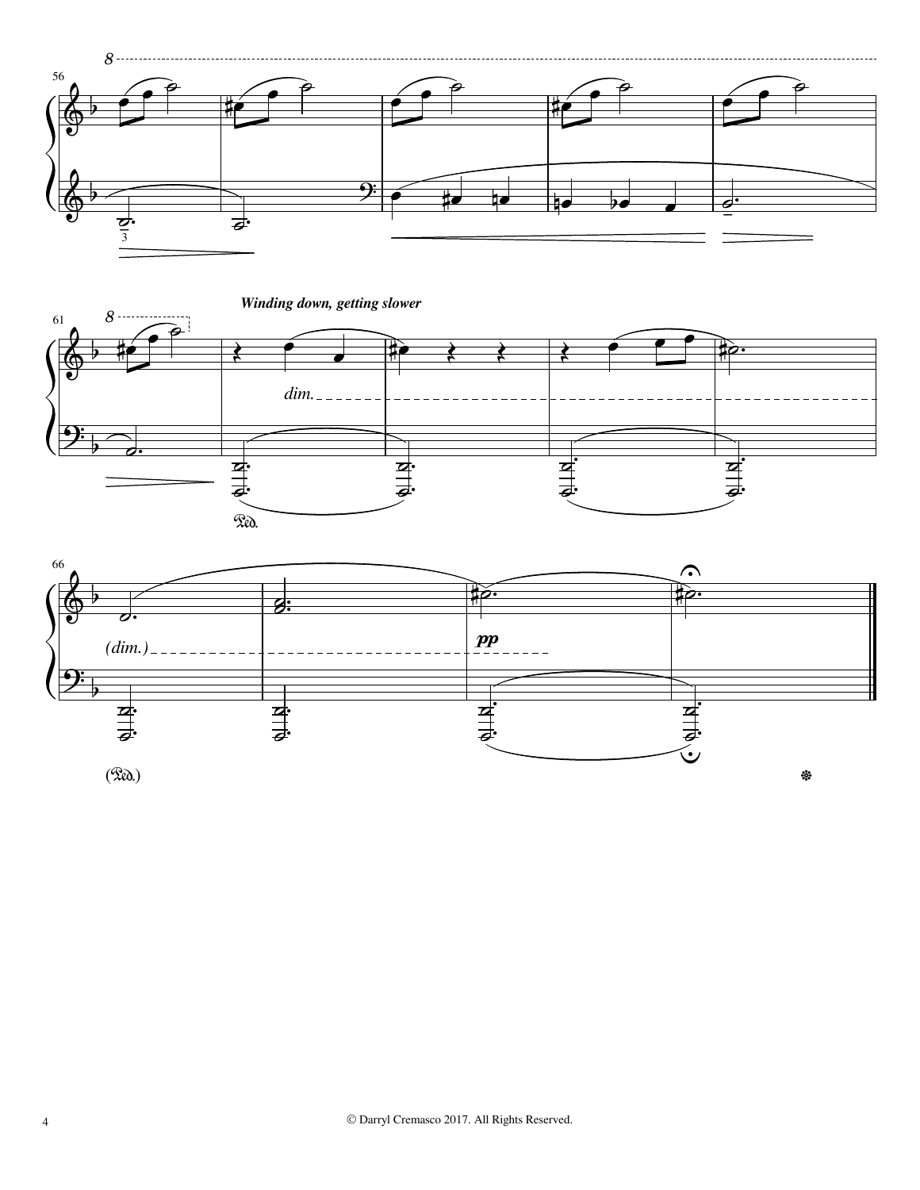*Winding down, getting slower*